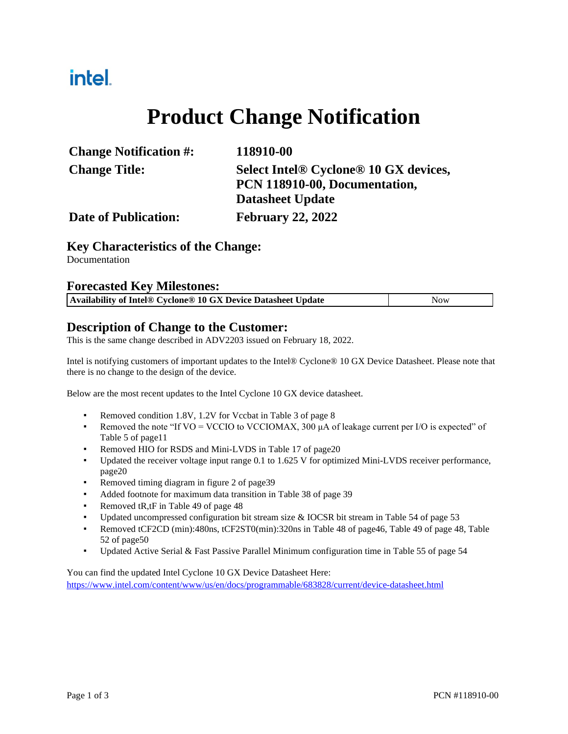intel.

# Product Change Notification

| | |
|---|---|
| **Change Notification #:** | **118910-00** |
| **Change Title:** | **Select Intel® Cyclone® 10 GX devices, PCN 118910-00, Documentation, Datasheet Update** |
| **Date of Publication:** | **February 22, 2022** |

## Key Characteristics of the Change:

Documentation

## Forecasted Key Milestones:

| **Availability of Intel® Cyclone® 10 GX Device Datasheet Update** | Now |
|---|---|

## Description of Change to the Customer:

This is the same change described in ADV2203 issued on February 18, 2022.

Intel is notifying customers of important updates to the Intel® Cyclone® 10 GX Device Datasheet. Please note that there is no change to the design of the device.

Below are the most recent updates to the Intel Cyclone 10 GX device datasheet.

- Removed condition 1.8V, 1.2V for Vccbat in Table 3 of page 8
- Removed the note "If VO = VCCIO to VCCIOMAX, 300 µA of leakage current per I/O is expected" of Table 5 of page11
- Removed HIO for RSDS and Mini-LVDS in Table 17 of page20
- Updated the receiver voltage input range 0.1 to 1.625 V for optimized Mini-LVDS receiver performance, page20
- Removed timing diagram in figure 2 of page39
- Added footnote for maximum data transition in Table 38 of page 39
- Removed tR,tF in Table 49 of page 48
- Updated uncompressed configuration bit stream size & IOCSR bit stream in Table 54 of page 53
- Removed tCF2CD (min):480ns, tCF2ST0(min):320ns in Table 48 of page46, Table 49 of page 48, Table 52 of page50
- Updated Active Serial & Fast Passive Parallel Minimum configuration time in Table 55 of page 54

You can find the updated Intel Cyclone 10 GX Device Datasheet Here:
https://www.intel.com/content/www/us/en/docs/programmable/683828/current/device-datasheet.html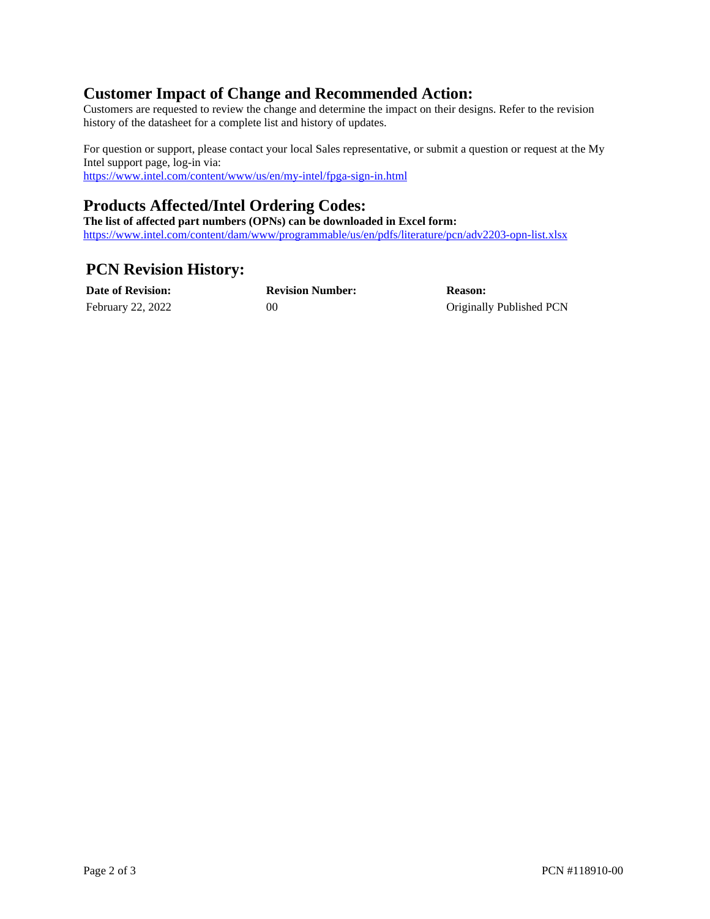## Customer Impact of Change and Recommended Action:

Customers are requested to review the change and determine the impact on their designs. Refer to the revision history of the datasheet for a complete list and history of updates.

For question or support, please contact your local Sales representative, or submit a question or request at the My Intel support page, log-in via:
https://www.intel.com/content/www/us/en/my-intel/fpga-sign-in.html

## Products Affected/Intel Ordering Codes:

**The list of affected part numbers (OPNs) can be downloaded in Excel form:**
https://www.intel.com/content/dam/www/programmable/us/en/pdfs/literature/pcn/adv2203-opn-list.xlsx

## PCN Revision History:

| Date of Revision: | Revision Number: | Reason: |
| --- | --- | --- |
| February 22, 2022 | 00 | Originally Published PCN |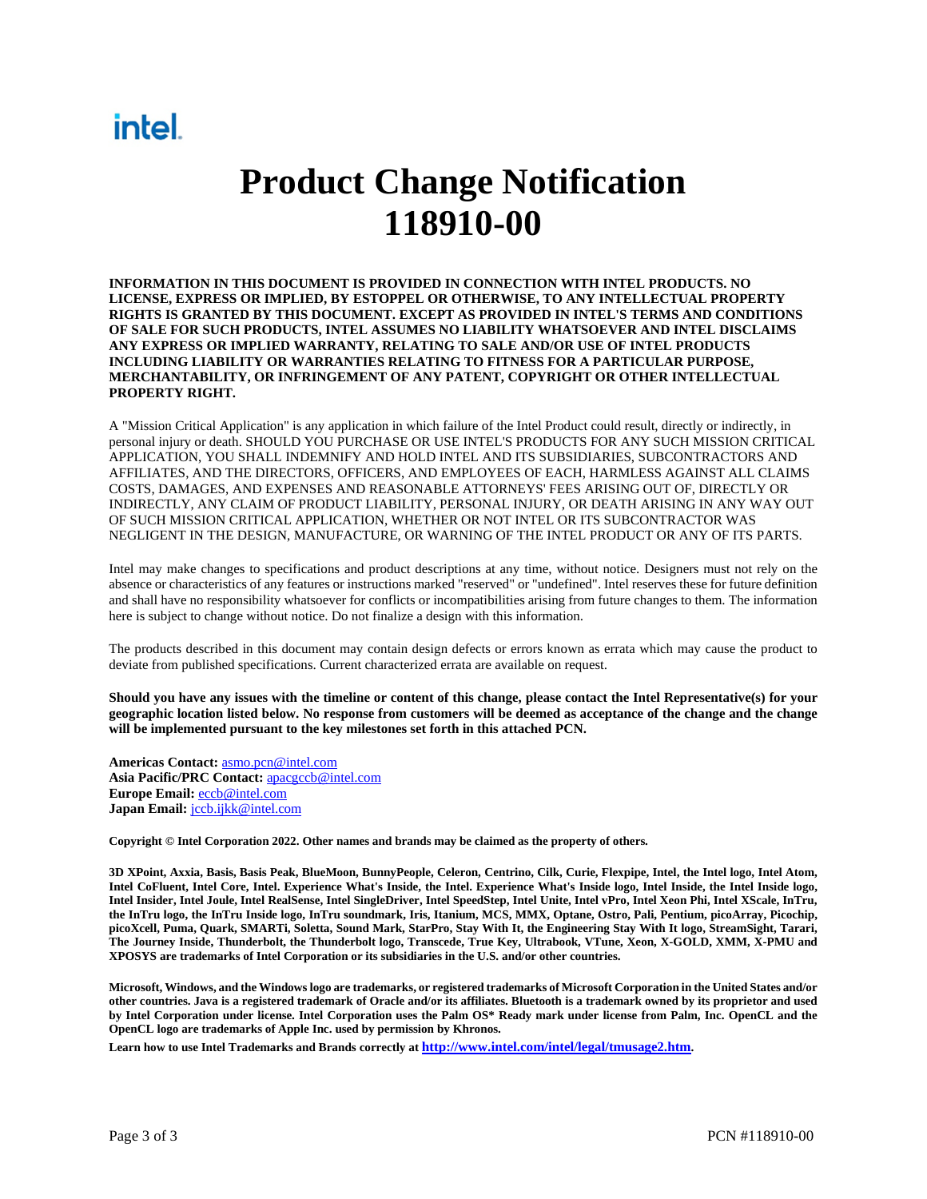intel.

# Product Change Notification 118910-00

**INFORMATION IN THIS DOCUMENT IS PROVIDED IN CONNECTION WITH INTEL PRODUCTS. NO LICENSE, EXPRESS OR IMPLIED, BY ESTOPPEL OR OTHERWISE, TO ANY INTELLECTUAL PROPERTY RIGHTS IS GRANTED BY THIS DOCUMENT. EXCEPT AS PROVIDED IN INTEL'S TERMS AND CONDITIONS OF SALE FOR SUCH PRODUCTS, INTEL ASSUMES NO LIABILITY WHATSOEVER AND INTEL DISCLAIMS ANY EXPRESS OR IMPLIED WARRANTY, RELATING TO SALE AND/OR USE OF INTEL PRODUCTS INCLUDING LIABILITY OR WARRANTIES RELATING TO FITNESS FOR A PARTICULAR PURPOSE, MERCHANTABILITY, OR INFRINGEMENT OF ANY PATENT, COPYRIGHT OR OTHER INTELLECTUAL PROPERTY RIGHT.**

A "Mission Critical Application" is any application in which failure of the Intel Product could result, directly or indirectly, in personal injury or death. SHOULD YOU PURCHASE OR USE INTEL'S PRODUCTS FOR ANY SUCH MISSION CRITICAL APPLICATION, YOU SHALL INDEMNIFY AND HOLD INTEL AND ITS SUBSIDIARIES, SUBCONTRACTORS AND AFFILIATES, AND THE DIRECTORS, OFFICERS, AND EMPLOYEES OF EACH, HARMLESS AGAINST ALL CLAIMS COSTS, DAMAGES, AND EXPENSES AND REASONABLE ATTORNEYS' FEES ARISING OUT OF, DIRECTLY OR INDIRECTLY, ANY CLAIM OF PRODUCT LIABILITY, PERSONAL INJURY, OR DEATH ARISING IN ANY WAY OUT OF SUCH MISSION CRITICAL APPLICATION, WHETHER OR NOT INTEL OR ITS SUBCONTRACTOR WAS NEGLIGENT IN THE DESIGN, MANUFACTURE, OR WARNING OF THE INTEL PRODUCT OR ANY OF ITS PARTS.

Intel may make changes to specifications and product descriptions at any time, without notice. Designers must not rely on the absence or characteristics of any features or instructions marked "reserved" or "undefined". Intel reserves these for future definition and shall have no responsibility whatsoever for conflicts or incompatibilities arising from future changes to them. The information here is subject to change without notice. Do not finalize a design with this information.

The products described in this document may contain design defects or errors known as errata which may cause the product to deviate from published specifications. Current characterized errata are available on request.

**Should you have any issues with the timeline or content of this change, please contact the Intel Representative(s) for your geographic location listed below. No response from customers will be deemed as acceptance of the change and the change will be implemented pursuant to the key milestones set forth in this attached PCN.**

**Americas Contact:** asmo.pcn@intel.com
**Asia Pacific/PRC Contact:** apacgccb@intel.com
**Europe Email:** eccb@intel.com
**Japan Email:** jccb.ijkk@intel.com

**Copyright © Intel Corporation 2022. Other names and brands may be claimed as the property of others.**

**3D XPoint, Axxia, Basis, Basis Peak, BlueMoon, BunnyPeople, Celeron, Centrino, Cilk, Curie, Flexpipe, Intel, the Intel logo, Intel Atom, Intel CoFluent, Intel Core, Intel. Experience What's Inside, the Intel. Experience What's Inside logo, Intel Inside, the Intel Inside logo, Intel Insider, Intel Joule, Intel RealSense, Intel SingleDriver, Intel SpeedStep, Intel Unite, Intel vPro, Intel Xeon Phi, Intel XScale, InTru, the InTru logo, the InTru Inside logo, InTru soundmark, Iris, Itanium, MCS, MMX, Optane, Ostro, Pali, Pentium, picoArray, Picochip, picoXcell, Puma, Quark, SMARTi, Soletta, Sound Mark, StarPro, Stay With It, the Engineering Stay With It logo, StreamSight, Tarari, The Journey Inside, Thunderbolt, the Thunderbolt logo, Transcede, True Key, Ultrabook, VTune, Xeon, X-GOLD, XMM, X-PMU and XPOSYS are trademarks of Intel Corporation or its subsidiaries in the U.S. and/or other countries.**

**Microsoft, Windows, and the Windows logo are trademarks, or registered trademarks of Microsoft Corporation in the United States and/or other countries. Java is a registered trademark of Oracle and/or its affiliates. Bluetooth is a trademark owned by its proprietor and used by Intel Corporation under license. Intel Corporation uses the Palm OS* Ready mark under license from Palm, Inc. OpenCL and the OpenCL logo are trademarks of Apple Inc. used by permission by Khronos.**

**Learn how to use Intel Trademarks and Brands correctly at http://www.intel.com/intel/legal/tmusage2.htm.**